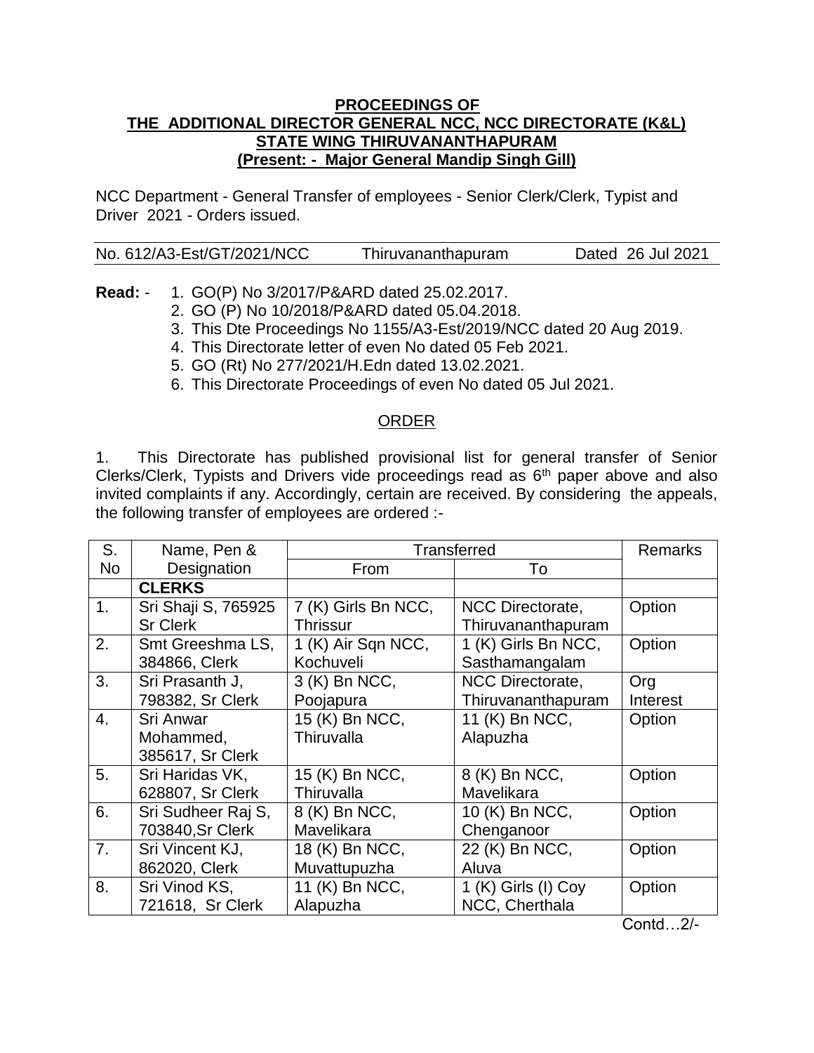**PROCEEDINGS OF**
**THE ADDITIONAL DIRECTOR GENERAL NCC, NCC DIRECTORATE (K&L)**
**STATE WING THIRUVANANTHAPURAM**
**(Present: - Major General Mandip Singh Gill)**

NCC Department - General Transfer of employees - Senior Clerk/Clerk, Typist and Driver 2021 - Orders issued.

| No. 612/A3-Est/GT/2021/NCC | Thiruvananthapuram | Dated 26 Jul 2021 |
|---|---|---|

**Read:** -
1. GO(P) No 3/2017/P&ARD dated 25.02.2017.
2. GO (P) No 10/2018/P&ARD dated 05.04.2018.
3. This Dte Proceedings No 1155/A3-Est/2019/NCC dated 20 Aug 2019.
4. This Directorate letter of even No dated 05 Feb 2021.
5. GO (Rt) No 277/2021/H.Edn dated 13.02.2021.
6. This Directorate Proceedings of even No dated 05 Jul 2021.

## ORDER

1. This Directorate has published provisional list for general transfer of Senior Clerks/Clerk, Typists and Drivers vide proceedings read as 6th paper above and also invited complaints if any. Accordingly, certain are received. By considering the appeals, the following transfer of employees are ordered :-

| S. No | Name, Pen & Designation | Transferred | | Remarks |
|---|---|---|---|---|
| | | From | To | |
| | **CLERKS** | | | |
| 1. | Sri Shaji S, 765925 Sr Clerk | 7 (K) Girls Bn NCC, Thrissur | NCC Directorate, Thiruvananthapuram | Option |
| 2. | Smt Greeshma LS, 384866, Clerk | 1 (K) Air Sqn NCC, Kochuveli | 1 (K) Girls Bn NCC, Sasthamangalam | Option |
| 3. | Sri Prasanth J, 798382, Sr Clerk | 3 (K) Bn NCC, Poojapura | NCC Directorate, Thiruvananthapuram | Org Interest |
| 4. | Sri Anwar Mohammed, 385617, Sr Clerk | 15 (K) Bn NCC, Thiruvalla | 11 (K) Bn NCC, Alapuzha | Option |
| 5. | Sri Haridas VK, 628807, Sr Clerk | 15 (K) Bn NCC, Thiruvalla | 8 (K) Bn NCC, Mavelikara | Option |
| 6. | Sri Sudheer Raj S, 703840,Sr Clerk | 8 (K) Bn NCC, Mavelikara | 10 (K) Bn NCC, Chenganoor | Option |
| 7. | Sri Vincent KJ, 862020, Clerk | 18 (K) Bn NCC, Muvattupuzha | 22 (K) Bn NCC, Aluva | Option |
| 8. | Sri Vinod KS, 721618, Sr Clerk | 11 (K) Bn NCC, Alapuzha | 1 (K) Girls (I) Coy NCC, Cherthala | Option |

Contd…2/-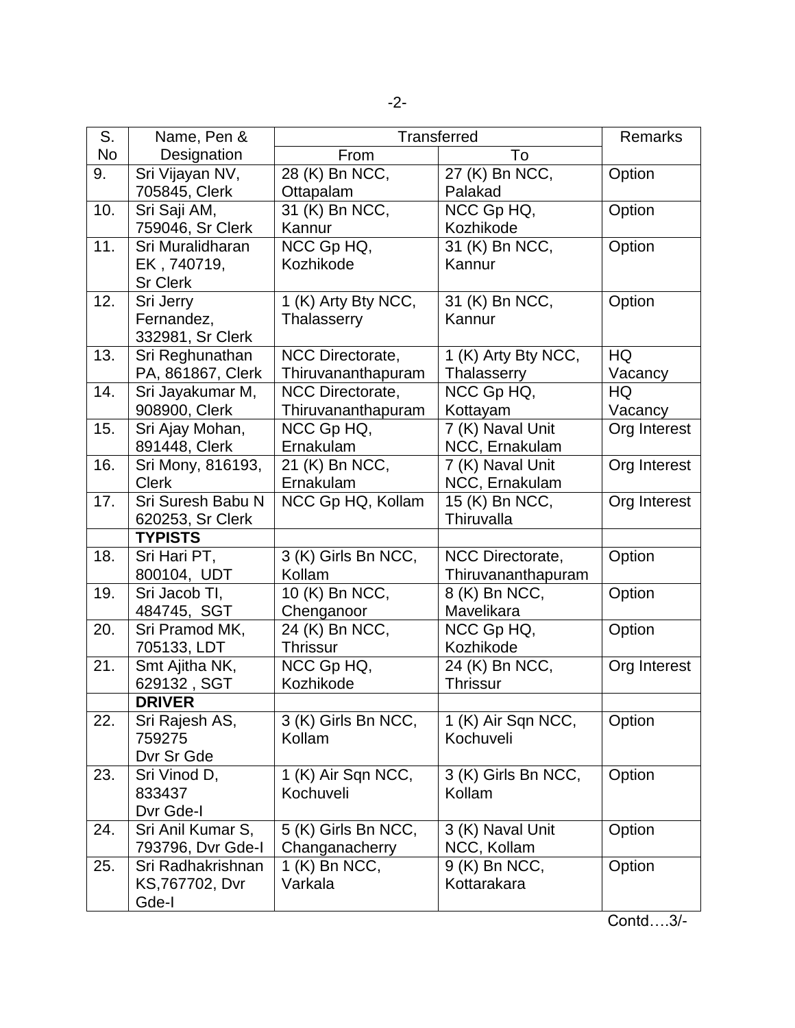| S. No | Name, Pen & Designation | Transferred | | Remarks |
|---|---|---|---|---|
| | | From | To | |
| 9. | Sri Vijayan NV, 705845, Clerk | 28 (K) Bn NCC, Ottapalam | 27 (K) Bn NCC, Palakad | Option |
| 10. | Sri Saji AM, 759046, Sr Clerk | 31 (K) Bn NCC, Kannur | NCC Gp HQ, Kozhikode | Option |
| 11. | Sri Muralidharan EK , 740719, Sr Clerk | NCC Gp HQ, Kozhikode | 31 (K) Bn NCC, Kannur | Option |
| 12. | Sri Jerry Fernandez, 332981, Sr Clerk | 1 (K) Arty Bty NCC, Thalasserry | 31 (K) Bn NCC, Kannur | Option |
| 13. | Sri Reghunathan PA, 861867, Clerk | NCC Directorate, Thiruvananthapuram | 1 (K) Arty Bty NCC, Thalasserry | HQ Vacancy |
| 14. | Sri Jayakumar M, 908900, Clerk | NCC Directorate, Thiruvananthapuram | NCC Gp HQ, Kottayam | HQ Vacancy |
| 15. | Sri Ajay Mohan, 891448, Clerk | NCC Gp HQ, Ernakulam | 7 (K) Naval Unit NCC, Ernakulam | Org Interest |
| 16. | Sri Mony, 816193, Clerk | 21 (K) Bn NCC, Ernakulam | 7 (K) Naval Unit NCC, Ernakulam | Org Interest |
| 17. | Sri Suresh Babu N 620253, Sr Clerk | NCC Gp HQ, Kollam | 15 (K) Bn NCC, Thiruvalla | Org Interest |
| | **TYPISTS** | | | |
| 18. | Sri Hari PT, 800104, UDT | 3 (K) Girls Bn NCC, Kollam | NCC Directorate, Thiruvananthapuram | Option |
| 19. | Sri Jacob TI, 484745, SGT | 10 (K) Bn NCC, Chenganoor | 8 (K) Bn NCC, Mavelikara | Option |
| 20. | Sri Pramod MK, 705133, LDT | 24 (K) Bn NCC, Thrissur | NCC Gp HQ, Kozhikode | Option |
| 21. | Smt Ajitha NK, 629132 , SGT | NCC Gp HQ, Kozhikode | 24 (K) Bn NCC, Thrissur | Org Interest |
| | **DRIVER** | | | |
| 22. | Sri Rajesh AS, 759275 Dvr Sr Gde | 3 (K) Girls Bn NCC, Kollam | 1 (K) Air Sqn NCC, Kochuveli | Option |
| 23. | Sri Vinod D, 833437 Dvr Gde-I | 1 (K) Air Sqn NCC, Kochuveli | 3 (K) Girls Bn NCC, Kollam | Option |
| 24. | Sri Anil Kumar S, 793796, Dvr Gde-I | 5 (K) Girls Bn NCC, Changanacherry | 3 (K) Naval Unit NCC, Kollam | Option |
| 25. | Sri Radhakrishnan KS,767702, Dvr Gde-I | 1 (K) Bn NCC, Varkala | 9 (K) Bn NCC, Kottarakara | Option |

Contd….3/-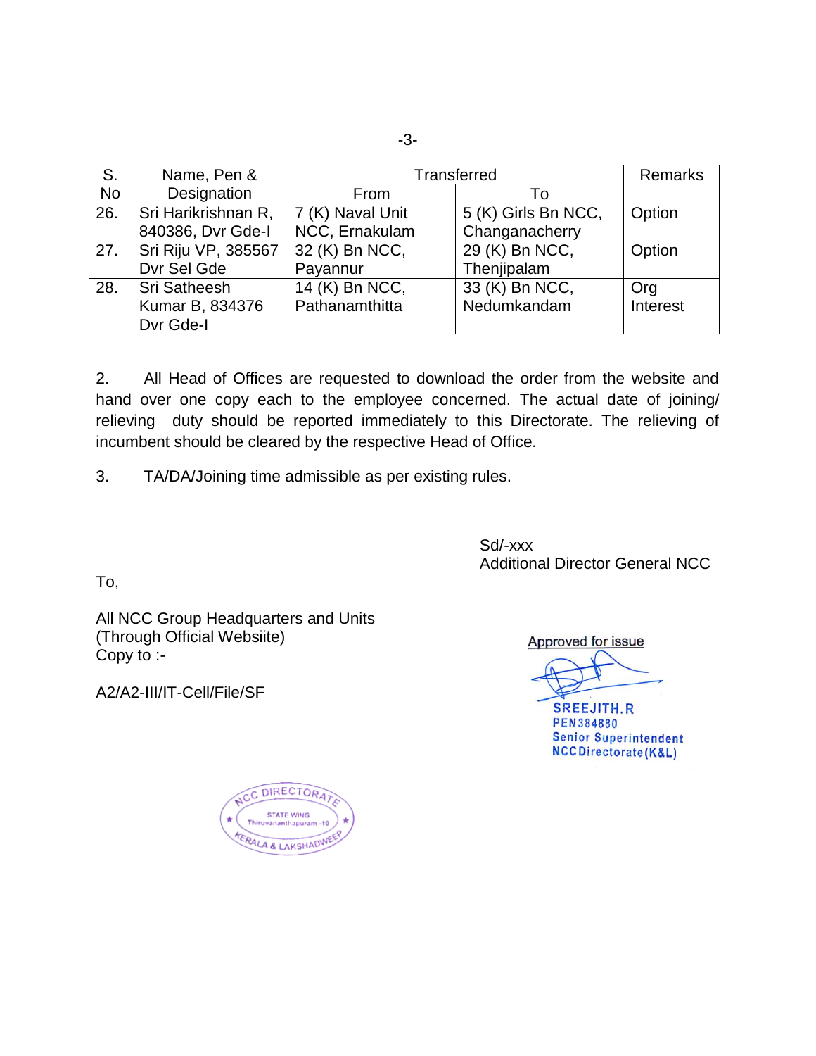| S. No | Name, Pen & Designation | Transferred | | Remarks |
|---|---|---|---|---|
| | | From | To | |
| 26. | Sri Harikrishnan R, 840386, Dvr Gde-I | 7 (K) Naval Unit NCC, Ernakulam | 5 (K) Girls Bn NCC, Changanacherry | Option |
| 27. | Sri Riju VP, 385567 Dvr Sel Gde | 32 (K) Bn NCC, Payannur | 29 (K) Bn NCC, Thenjipalam | Option |
| 28. | Sri Satheesh Kumar B, 834376 Dvr Gde-I | 14 (K) Bn NCC, Pathanamthitta | 33 (K) Bn NCC, Nedumkandam | Org Interest |

2. All Head of Offices are requested to download the order from the website and hand over one copy each to the employee concerned. The actual date of joining/ relieving duty should be reported immediately to this Directorate. The relieving of incumbent should be cleared by the respective Head of Office.

3. TA/DA/Joining time admissible as per existing rules.

Sd/-xxx
Additional Director General NCC

To,

All NCC Group Headquarters and Units
(Through Official Websiite)
Copy to :-

A2/A2-III/IT-Cell/File/SF

Approved for issue

SREEJITH.R
PEN384880
Senior Superintendent
NCC Directorate (K&L)

NCC DIRECTORATE
STATE WING
Thiruvananthapuram -10
KERALA & LAKSHADWEEP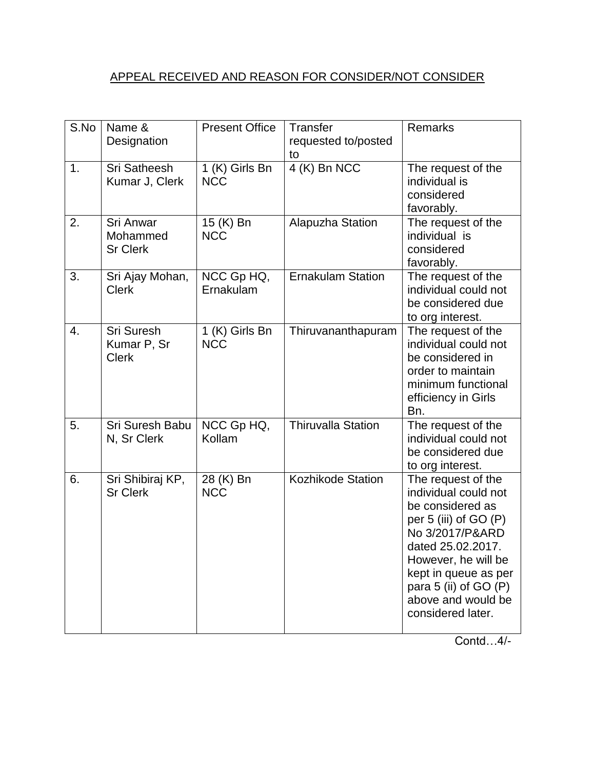APPEAL RECEIVED AND REASON FOR CONSIDER/NOT CONSIDER

| S.No | Name & Designation | Present Office | Transfer requested to/posted to | Remarks |
|---|---|---|---|---|
| 1. | Sri Satheesh Kumar J, Clerk | 1 (K) Girls Bn NCC | 4 (K) Bn NCC | The request of the individual is considered favorably. |
| 2. | Sri Anwar Mohammed Sr Clerk | 15 (K) Bn NCC | Alapuzha Station | The request of the individual is considered favorably. |
| 3. | Sri Ajay Mohan, Clerk | NCC Gp HQ, Ernakulam | Ernakulam Station | The request of the individual could not be considered due to org interest. |
| 4. | Sri Suresh Kumar P, Sr Clerk | 1 (K) Girls Bn NCC | Thiruvananthapuram | The request of the individual could not be considered in order to maintain minimum functional efficiency in Girls Bn. |
| 5. | Sri Suresh Babu N, Sr Clerk | NCC Gp HQ, Kollam | Thiruvalla Station | The request of the individual could not be considered due to org interest. |
| 6. | Sri Shibiraj KP, Sr Clerk | 28 (K) Bn NCC | Kozhikode Station | The request of the individual could not be considered as per 5 (iii) of GO (P) No 3/2017/P&ARD dated 25.02.2017. However, he will be kept in queue as per para 5 (ii) of GO (P) above and would be considered later. |

Contd…4/-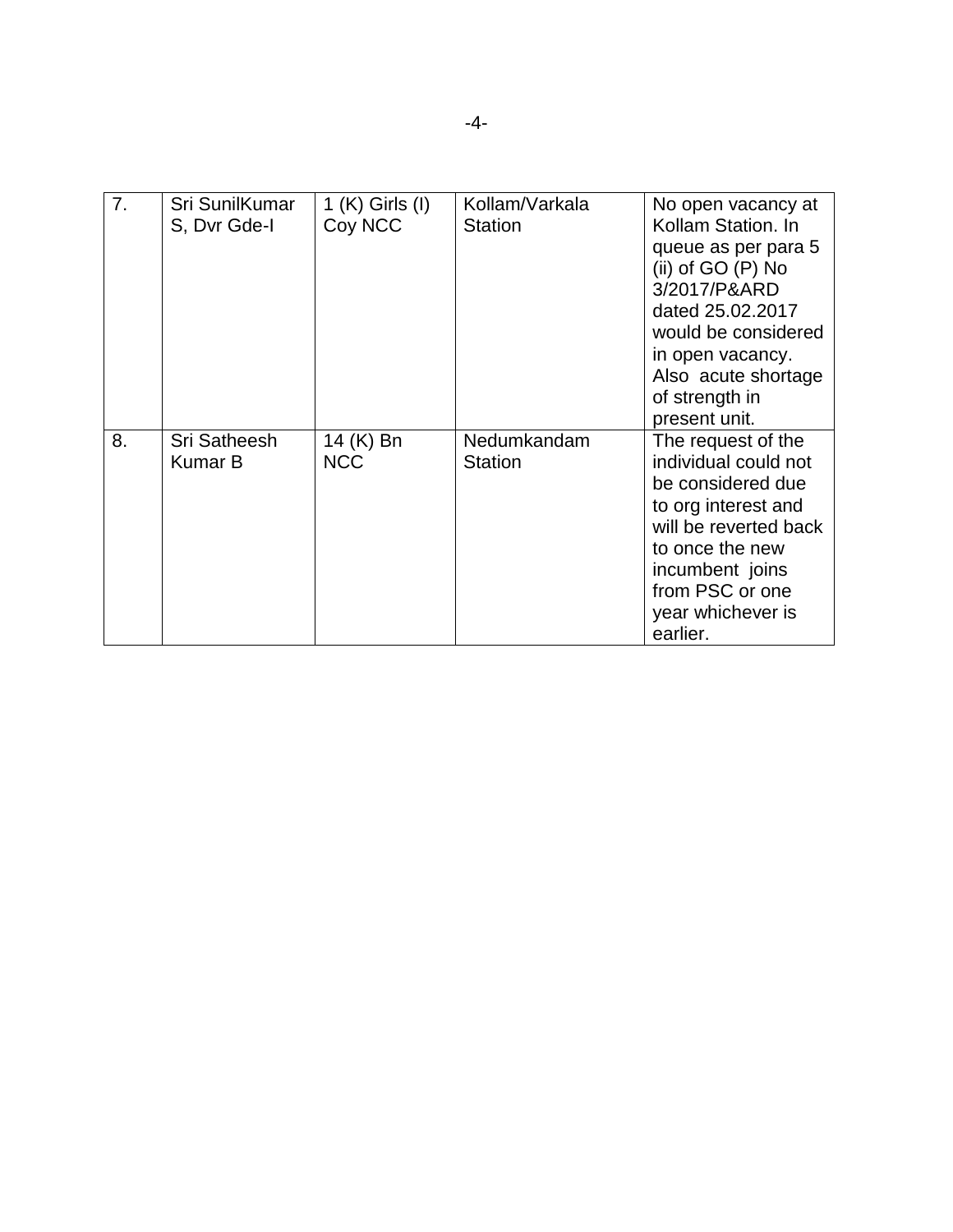| | | | | |
|---|---|---|---|---|
| 7. | Sri SunilKumar S, Dvr Gde-I | 1 (K) Girls (I) Coy NCC | Kollam/Varkala Station | No open vacancy at Kollam Station. In queue as per para 5 (ii) of GO (P) No 3/2017/P&ARD dated 25.02.2017 would be considered in open vacancy. Also acute shortage of strength in present unit. |
| 8. | Sri Satheesh Kumar B | 14 (K) Bn NCC | Nedumkandam Station | The request of the individual could not be considered due to org interest and will be reverted back to once the new incumbent joins from PSC or one year whichever is earlier. |